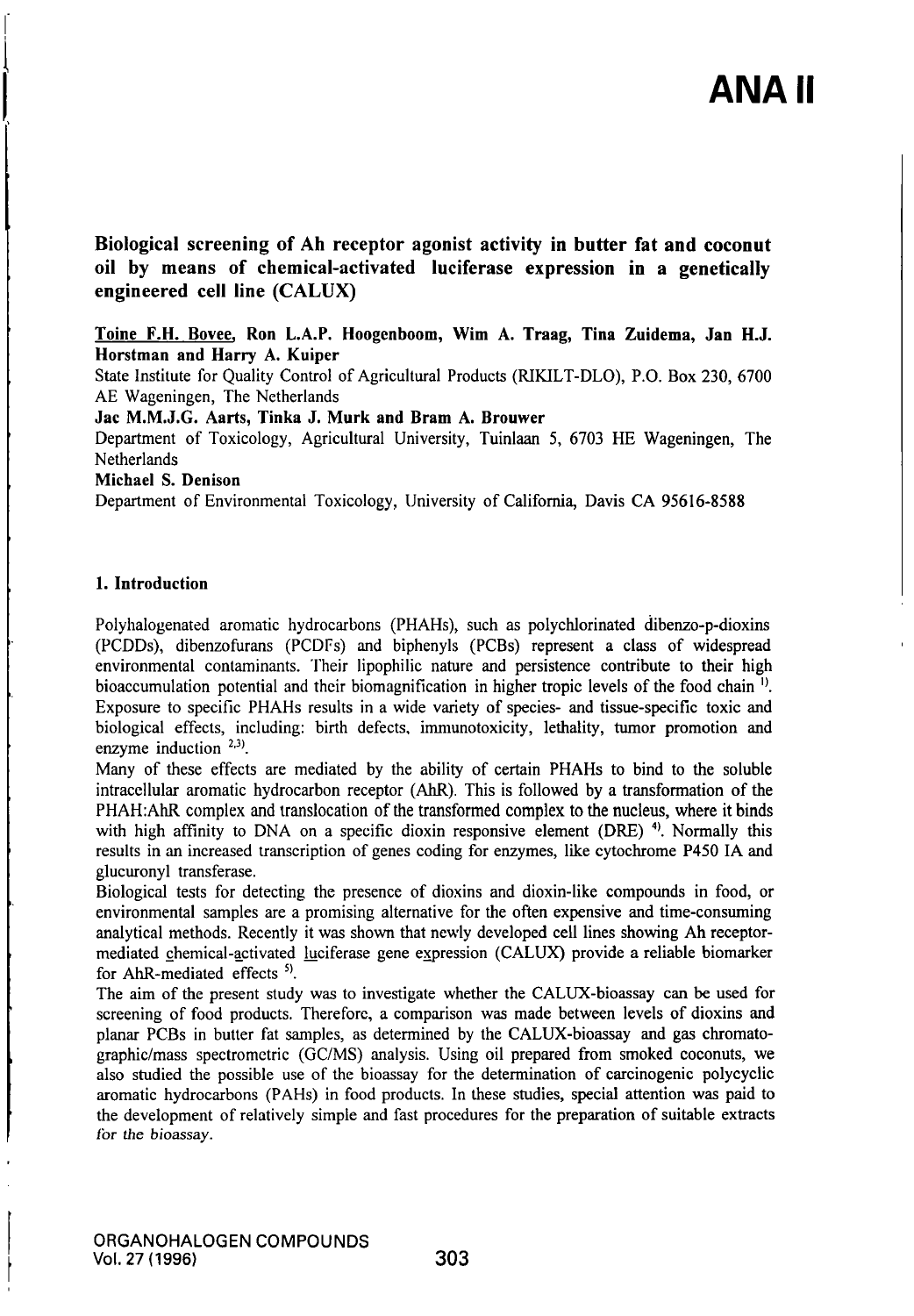# ANA II

## Biological screening of Ah receptor agonist activity in butter fat and coconut oil by means of chemical-activated luciferase expression in a genetically engineered cell line (CALUX)

Toine F.H. Bovee, Ron L.A.P. Hoogenboom, Wim A. Traag, Tina Zuidema, Jan H.J. Horstman and Harry A. Kuiper

State Institute for Quality Control of Agricultural Products (RIKILT-DLO), P.O. Box 230, 6700 AE Wageningen, The Netherlands

**Jac M.M.J.G. Aarts, Tinka J. Murk and Bram A. Brouwer**

Department of Toxicology, Agricultural University, Tuinlaan 5, 6703 HE Wageningen, The Netherlands

**Michael S. Denison**

Department of Environmental Toxicology, University of California, Davis CA 95616-8588

### 1. Introduction

Polyhalogenated aromatic hydrocarbons (PHAHs), such as polychlorinated dibenzo-p-dioxins (PCDDs), dibenzofurans (PCDFs) and biphenyls (PCBs) represent a class of widespread environmental contaminants. Their lipophilic nature and persistence contribute to their high bioaccumulation potential and their biomagnification in higher tropic levels of the food chain [1]. Exposure to specific PHAHs results in a wide variety of species- and tissue-specific toxic and biological effects, including: birth defects, immunotoxicity, lethality, tumor promotion and enzyme induction [2,3].

Many of these effects are mediated by the ability of certain PHAHs to bind to the soluble intracellular aromatic hydrocarbon receptor (AhR). This is followed by a transformation of the PHAH:AhR complex and translocation of the transformed complex to the nucleus, where it binds with high affinity to DNA on a specific dioxin responsive element (DRE) [4]. Normally this results in an increased transcription of genes coding for enzymes, like cytochrome P450 IA and glucuronyl transferase.

Biological tests for detecting the presence of dioxins and dioxin-like compounds in food, or environmental samples are a promising alternative for the often expensive and time-consuming analytical methods. Recently it was shown that newly developed cell lines showing Ah receptor-mediated chemical-activated luciferase gene expression (CALUX) provide a reliable biomarker for AhR-mediated effects [5].

The aim of the present study was to investigate whether the CALUX-bioassay can be used for screening of food products. Therefore, a comparison was made between levels of dioxins and planar PCBs in butter fat samples, as determined by the CALUX-bioassay and gas chromatographic/mass spectrometric (GC/MS) analysis. Using oil prepared from smoked coconuts, we also studied the possible use of the bioassay for the determination of carcinogenic polycyclic aromatic hydrocarbons (PAHs) in food products. In these studies, special attention was paid to the development of relatively simple and fast procedures for the preparation of suitable extracts for the bioassay.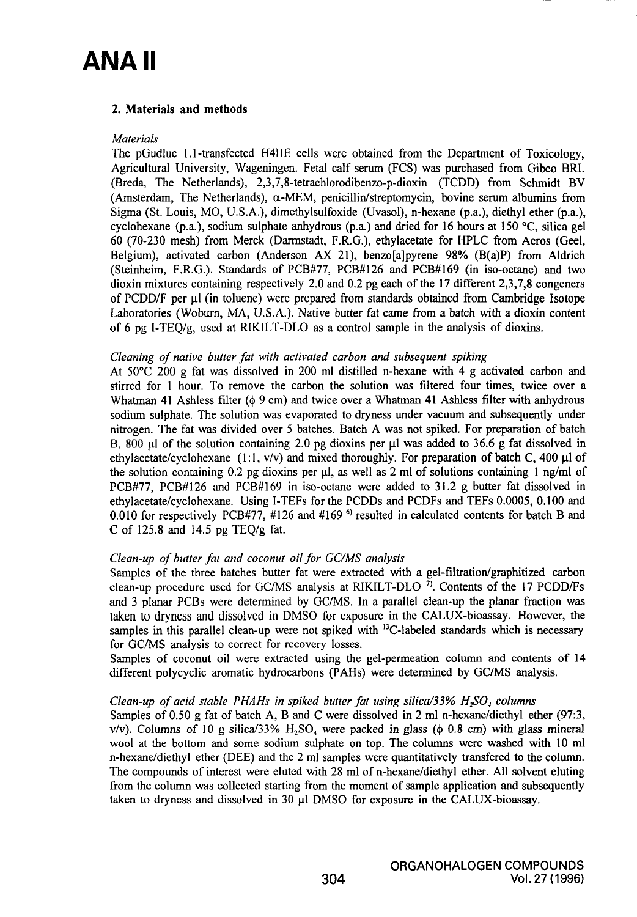## 2. Materials and methods

### *Materials*

The pGudluc 1.1-transfected H4IIE cells were obtained from the Department of Toxicology, Agricultural University, Wageningen. Fetal calf serum (FCS) was purchased from Gibco BRL (Breda, The Netherlands), 2,3,7,8-tetrachlorodibenzo-p-dioxin (TCDD) from Schmidt BV (Amsterdam, The Netherlands), α-MEM, penicillin/streptomycin, bovine serum albumins from Sigma (St. Louis, MO, U.S.A.), dimethylsulfoxide (Uvasol), n-hexane (p.a.), diethyl ether (p.a.), cyclohexane (p.a.), sodium sulphate anhydrous (p.a.) and dried for 16 hours at 150 °C, silica gel 60 (70-230 mesh) from Merck (Darmstadt, F.R.G.), ethylacetate for HPLC from Acros (Geel, Belgium), activated carbon (Anderson AX 21), benzo[a]pyrene 98% (B(a)P) from Aldrich (Steinheim, F.R.G.). Standards of PCB#77, PCB#126 and PCB#169 (in iso-octane) and two dioxin mixtures containing respectively 2.0 and 0.2 pg each of the 17 different 2,3,7,8 congeners of PCDD/F per µl (in toluene) were prepared from standards obtained from Cambridge Isotope Laboratories (Woburn, MA, U.S.A.). Native butter fat came from a batch with a dioxin content of 6 pg I-TEQ/g, used at RIKILT-DLO as a control sample in the analysis of dioxins.

### *Cleaning of native butter fat with activated carbon and subsequent spiking*

At 50°C 200 g fat was dissolved in 200 ml distilled n-hexane with 4 g activated carbon and stirred for 1 hour. To remove the carbon the solution was filtered four times, twice over a Whatman 41 Ashless filter (ϕ 9 cm) and twice over a Whatman 41 Ashless filter with anhydrous sodium sulphate. The solution was evaporated to dryness under vacuum and subsequently under nitrogen. The fat was divided over 5 batches. Batch A was not spiked. For preparation of batch B, 800 µl of the solution containing 2.0 pg dioxins per µl was added to 36.6 g fat dissolved in ethylacetate/cyclohexane (1:1, v/v) and mixed thoroughly. For preparation of batch C, 400 µl of the solution containing 0.2 pg dioxins per µl, as well as 2 ml of solutions containing 1 ng/ml of PCB#77, PCB#126 and PCB#169 in iso-octane were added to 31.2 g butter fat dissolved in ethylacetate/cyclohexane. Using I-TEFs for the PCDDs and PCDFs and TEFs 0.0005, 0.100 and 0.010 for respectively PCB#77, #126 and #169 [6] resulted in calculated contents for batch B and C of 125.8 and 14.5 pg TEQ/g fat.

### *Clean-up of butter fat and coconut oil for GC/MS analysis*

Samples of the three batches butter fat were extracted with a gel-filtration/graphitized carbon clean-up procedure used for GC/MS analysis at RIKILT-DLO [7]. Contents of the 17 PCDD/Fs and 3 planar PCBs were determined by GC/MS. In a parallel clean-up the planar fraction was taken to dryness and dissolved in DMSO for exposure in the CALUX-bioassay. However, the samples in this parallel clean-up were not spiked with $^{13}$C-labeled standards which is necessary for GC/MS analysis to correct for recovery losses.

Samples of coconut oil were extracted using the gel-permeation column and contents of 14 different polycyclic aromatic hydrocarbons (PAHs) were determined by GC/MS analysis.

### *Clean-up of acid stable PHAHs in spiked butter fat using silica/33% $H_2SO_4$ columns*

Samples of 0.50 g fat of batch A, B and C were dissolved in 2 ml n-hexane/diethyl ether (97:3, v/v). Columns of 10 g silica/33% $H_2SO_4$ were packed in glass (ϕ 0.8 cm) with glass mineral wool at the bottom and some sodium sulphate on top. The columns were washed with 10 ml n-hexane/diethyl ether (DEE) and the 2 ml samples were quantitatively transfered to the column. The compounds of interest were eluted with 28 ml of n-hexane/diethyl ether. All solvent eluting from the column was collected starting from the moment of sample application and subsequently taken to dryness and dissolved in 30 µl DMSO for exposure in the CALUX-bioassay.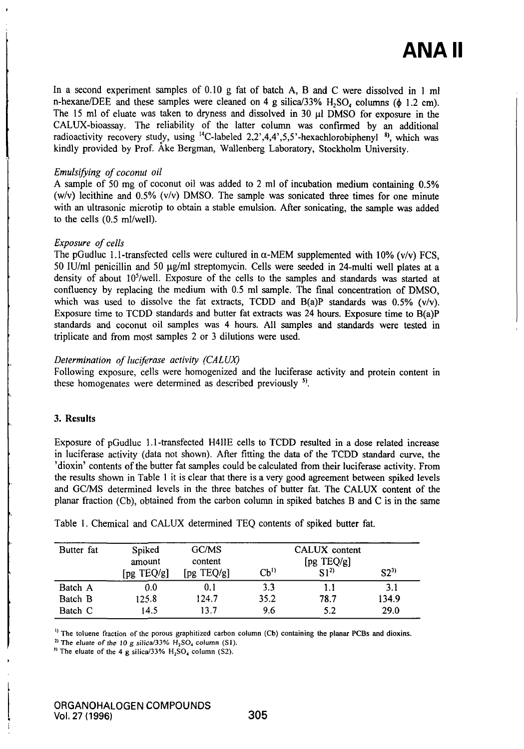In a second experiment samples of 0.10 g fat of batch A, B and C were dissolved in 1 ml n-hexane/DEE and these samples were cleaned on 4 g silica/33% $H_2SO_4$ columns ($\phi$ 1.2 cm). The 15 ml of eluate was taken to dryness and dissolved in 30 μl DMSO for exposure in the CALUX-bioassay. The reliability of the latter column was confirmed by an additional radioactivity recovery study, using $^{14}$C-labeled 2,2',4,4',5,5'-hexachlorobiphenyl [8], which was kindly provided by Prof. Åke Bergman, Wallenberg Laboratory, Stockholm University.

*Emulsifying of coconut oil*

A sample of 50 mg of coconut oil was added to 2 ml of incubation medium containing 0.5% (w/v) lecithine and 0.5% (v/v) DMSO. The sample was sonicated three times for one minute with an ultrasonic microtip to obtain a stable emulsion. After sonicating, the sample was added to the cells (0.5 ml/well).

*Exposure of cells*

The pGudluc 1.1-transfected cells were cultured in α-MEM supplemented with 10% (v/v) FCS, 50 IU/ml penicillin and 50 μg/ml streptomycin. Cells were seeded in 24-multi well plates at a density of about $10^5$/well. Exposure of the cells to the samples and standards was started at confluency by replacing the medium with 0.5 ml sample. The final concentration of DMSO, which was used to dissolve the fat extracts, TCDD and B(a)P standards was 0.5% (v/v). Exposure time to TCDD standards and butter fat extracts was 24 hours. Exposure time to B(a)P standards and coconut oil samples was 4 hours. All samples and standards were tested in triplicate and from most samples 2 or 3 dilutions were used.

*Determination of luciferase activity (CALUX)*

Following exposure, cells were homogenized and the luciferase activity and protein content in these homogenates were determined as described previously [5].

## 3. Results

Exposure of pGudluc 1.1-transfected H4IIE cells to TCDD resulted in a dose related increase in luciferase activity (data not shown). After fitting the data of the TCDD standard curve, the 'dioxin' contents of the butter fat samples could be calculated from their luciferase activity. From the results shown in Table 1 it is clear that there is a very good agreement between spiked levels and GC/MS determined levels in the three batches of butter fat. The CALUX content of the planar fraction (Cb), obtained from the carbon column in spiked batches B and C is in the same

Table 1. Chemical and CALUX determined TEQ contents of spiked butter fat.

| Butter fat | Spiked amount [pg TEQ/g] | GC/MS content [pg TEQ/g] | CALUX content [pg TEQ/g] Cb[1] | S1[2] | S2[3] |
|---|---|---|---|---|---|
| Batch A | 0.0 | 0.1 | 3.3 | 1.1 | 3.1 |
| Batch B | 125.8 | 124.7 | 35.2 | 78.7 | 134.9 |
| Batch C | 14.5 | 13.7 | 9.6 | 5.2 | 29.0 |

[1] The toluene fraction of the porous graphitized carbon column (Cb) containing the planar PCBs and dioxins.
[2] The eluate of the 10 g silica/33% $H_2SO_4$ column (S1).
[3] The eluate of the 4 g silica/33% $H_2SO_4$ column (S2).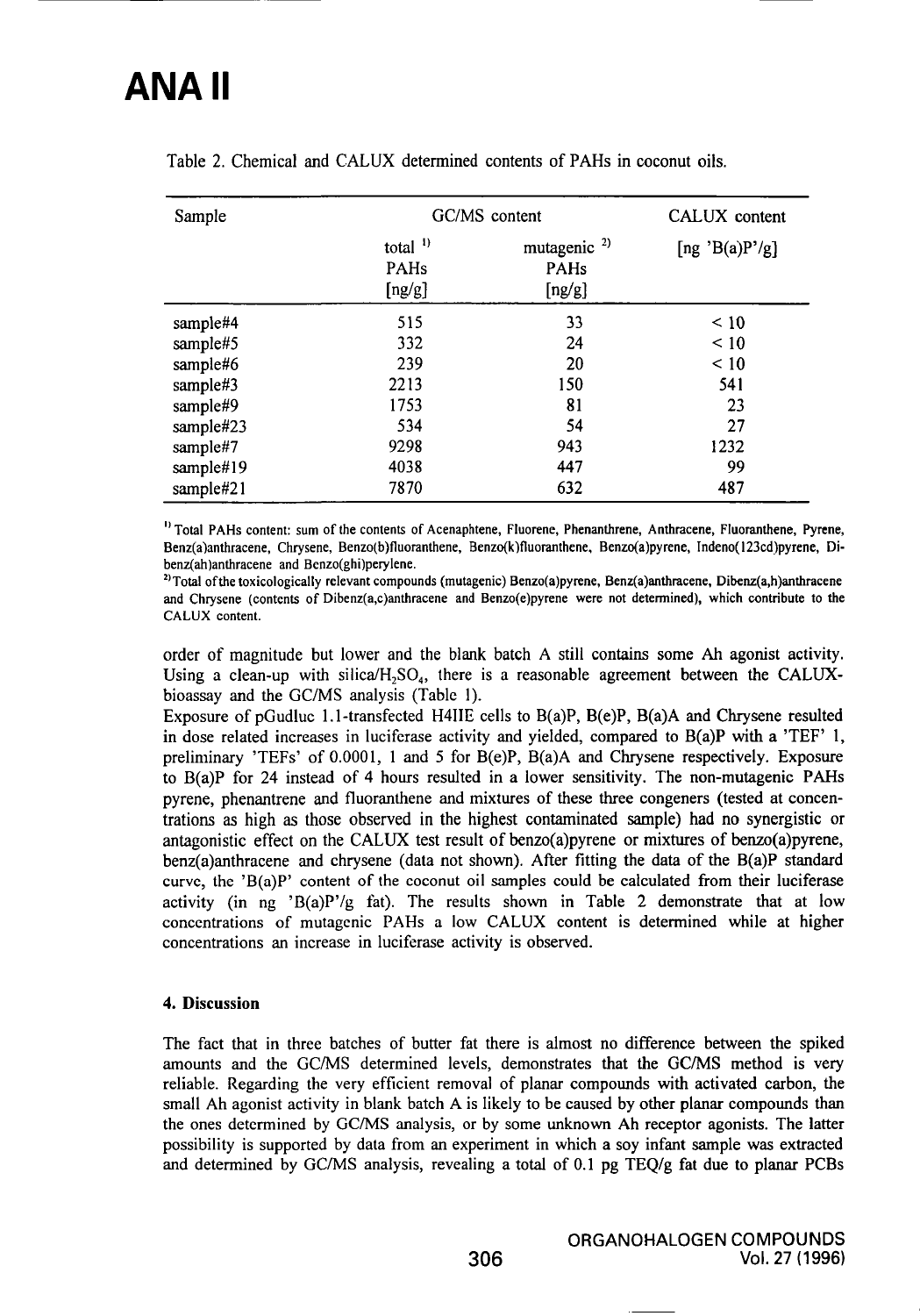Table 2. Chemical and CALUX determined contents of PAHs in coconut oils.

| Sample | GC/MS content | | CALUX content |
|---|---|---|---|
| | total [1) PAHs [ng/g] | mutagenic [2) PAHs [ng/g] | [ng 'B(a)P'/g] |
| sample#4 | 515 | 33 | < 10 |
| sample#5 | 332 | 24 | < 10 |
| sample#6 | 239 | 20 | < 10 |
| sample#3 | 2213 | 150 | 541 |
| sample#9 | 1753 | 81 | 23 |
| sample#23 | 534 | 54 | 27 |
| sample#7 | 9298 | 943 | 1232 |
| sample#19 | 4038 | 447 | 99 |
| sample#21 | 7870 | 632 | 487 |

[1) Total PAHs content: sum of the contents of Acenaphtene, Fluorene, Phenanthrene, Anthracene, Fluoranthene, Pyrene, Benz(a)anthracene, Chrysene, Benzo(b)fluoranthene, Benzo(k)fluoranthene, Benzo(a)pyrene, Indeno(123cd)pyrene, Dibenz(ah)anthracene and Benzo(ghi)perylene.

[2) Total of the toxicologically relevant compounds (mutagenic) Benzo(a)pyrene, Benz(a)anthracene, Dibenz(a,h)anthracene and Chrysene (contents of Dibenz(a,c)anthracene and Benzo(e)pyrene were not determined), which contribute to the CALUX content.

order of magnitude but lower and the blank batch A still contains some Ah agonist activity. Using a clean-up with silica/$H_2SO_4$, there is a reasonable agreement between the CALUX-bioassay and the GC/MS analysis (Table 1).

Exposure of pGudluc 1.1-transfected H4IIE cells to B(a)P, B(e)P, B(a)A and Chrysene resulted in dose related increases in luciferase activity and yielded, compared to B(a)P with a 'TEF' 1, preliminary 'TEFs' of 0.0001, 1 and 5 for B(e)P, B(a)A and Chrysene respectively. Exposure to B(a)P for 24 instead of 4 hours resulted in a lower sensitivity. The non-mutagenic PAHs pyrene, phenantrene and fluoranthene and mixtures of these three congeners (tested at concentrations as high as those observed in the highest contaminated sample) had no synergistic or antagonistic effect on the CALUX test result of benzo(a)pyrene or mixtures of benzo(a)pyrene, benz(a)anthracene and chrysene (data not shown). After fitting the data of the B(a)P standard curve, the 'B(a)P' content of the coconut oil samples could be calculated from their luciferase activity (in ng 'B(a)P'/g fat). The results shown in Table 2 demonstrate that at low concentrations of mutagenic PAHs a low CALUX content is determined while at higher concentrations an increase in luciferase activity is observed.

#### 4. Discussion

The fact that in three batches of butter fat there is almost no difference between the spiked amounts and the GC/MS determined levels, demonstrates that the GC/MS method is very reliable. Regarding the very efficient removal of planar compounds with activated carbon, the small Ah agonist activity in blank batch A is likely to be caused by other planar compounds than the ones determined by GC/MS analysis, or by some unknown Ah receptor agonists. The latter possibility is supported by data from an experiment in which a soy infant sample was extracted and determined by GC/MS analysis, revealing a total of 0.1 pg TEQ/g fat due to planar PCBs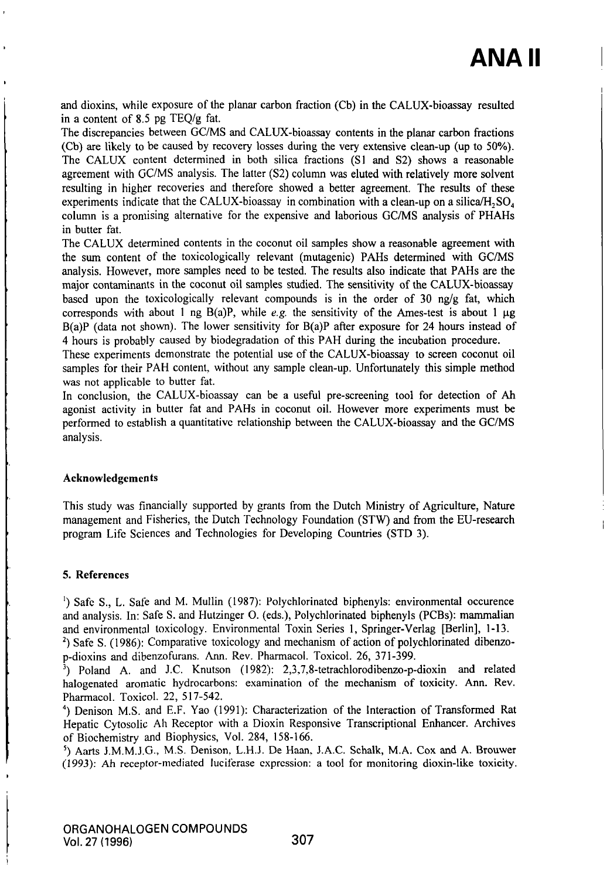and dioxins, while exposure of the planar carbon fraction (Cb) in the CALUX-bioassay resulted in a content of 8.5 pg TEQ/g fat.

The discrepancies between GC/MS and CALUX-bioassay contents in the planar carbon fractions (Cb) are likely to be caused by recovery losses during the very extensive clean-up (up to 50%). The CALUX content determined in both silica fractions (S1 and S2) shows a reasonable agreement with GC/MS analysis. The latter (S2) column was eluted with relatively more solvent resulting in higher recoveries and therefore showed a better agreement. The results of these experiments indicate that the CALUX-bioassay in combination with a clean-up on a silica/$H_2SO_4$ column is a promising alternative for the expensive and laborious GC/MS analysis of PHAHs in butter fat.

The CALUX determined contents in the coconut oil samples show a reasonable agreement with the sum content of the toxicologically relevant (mutagenic) PAHs determined with GC/MS analysis. However, more samples need to be tested. The results also indicate that PAHs are the major contaminants in the coconut oil samples studied. The sensitivity of the CALUX-bioassay based upon the toxicologically relevant compounds is in the order of 30 ng/g fat, which corresponds with about 1 ng B(a)P, while *e.g.* the sensitivity of the Ames-test is about 1 µg B(a)P (data not shown). The lower sensitivity for B(a)P after exposure for 24 hours instead of 4 hours is probably caused by biodegradation of this PAH during the incubation procedure.

These experiments demonstrate the potential use of the CALUX-bioassay to screen coconut oil samples for their PAH content, without any sample clean-up. Unfortunately this simple method was not applicable to butter fat.

In conclusion, the CALUX-bioassay can be a useful pre-screening tool for detection of Ah agonist activity in butter fat and PAHs in coconut oil. However more experiments must be performed to establish a quantitative relationship between the CALUX-bioassay and the GC/MS analysis.

#### Acknowledgements

This study was financially supported by grants from the Dutch Ministry of Agriculture, Nature management and Fisheries, the Dutch Technology Foundation (STW) and from the EU-research program Life Sciences and Technologies for Developing Countries (STD 3).

#### 5. References

[1]) Safe S., L. Safe and M. Mullin (1987): Polychlorinated biphenyls: environmental occurence and analysis. In: Safe S. and Hutzinger O. (eds.), Polychlorinated biphenyls (PCBs): mammalian and environmental toxicology. Environmental Toxin Series 1, Springer-Verlag [Berlin], 1-13.

[2]) Safe S. (1986): Comparative toxicology and mechanism of action of polychlorinated dibenzo-p-dioxins and dibenzofurans. Ann. Rev. Pharmacol. Toxicol. 26, 371-399.

[3]) Poland A. and J.C. Knutson (1982): 2,3,7,8-tetrachlorodibenzo-p-dioxin and related halogenated aromatic hydrocarbons: examination of the mechanism of toxicity. Ann. Rev. Pharmacol. Toxicol. 22, 517-542.

[4]) Denison M.S. and E.F. Yao (1991): Characterization of the Interaction of Transformed Rat Hepatic Cytosolic Ah Receptor with a Dioxin Responsive Transcriptional Enhancer. Archives of Biochemistry and Biophysics, Vol. 284, 158-166.

[5]) Aarts J.M.M.J.G., M.S. Denison, L.H.J. De Haan, J.A.C. Schalk, M.A. Cox and A. Brouwer (1993): Ah receptor-mediated luciferase expression: a tool for monitoring dioxin-like toxicity.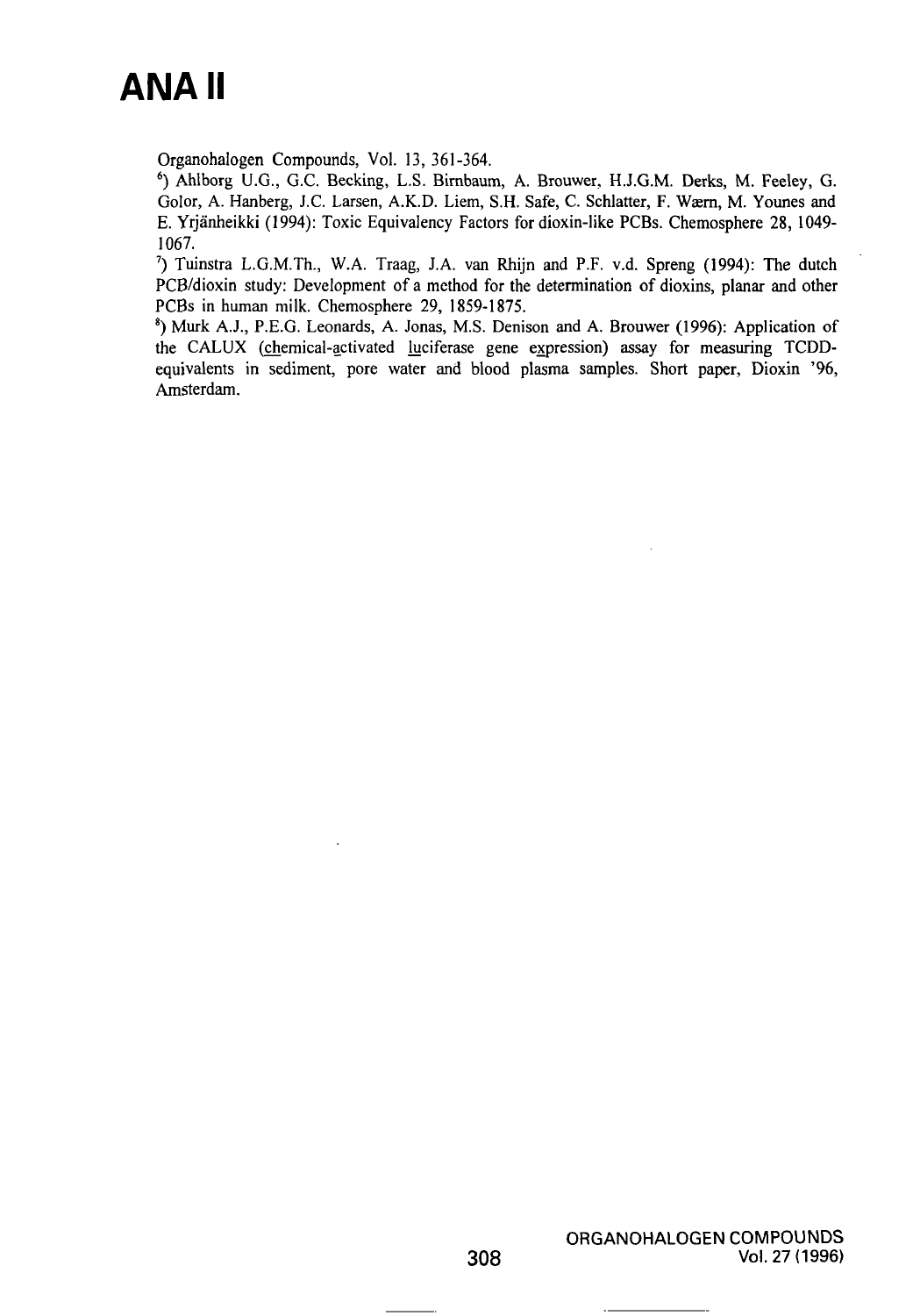Organohalogen Compounds, Vol. 13, 361-364.

[6]) Ahlborg U.G., G.C. Becking, L.S. Birnbaum, A. Brouwer, H.J.G.M. Derks, M. Feeley, G. Golor, A. Hanberg, J.C. Larsen, A.K.D. Liem, S.H. Safe, C. Schlatter, F. Wærn, M. Younes and E. Yrjänheikki (1994): Toxic Equivalency Factors for dioxin-like PCBs. Chemosphere 28, 1049-1067.

[7]) Tuinstra L.G.M.Th., W.A. Traag, J.A. van Rhijn and P.F. v.d. Spreng (1994): The dutch PCB/dioxin study: Development of a method for the determination of dioxins, planar and other PCBs in human milk. Chemosphere 29, 1859-1875.

[8]) Murk A.J., P.E.G. Leonards, A. Jonas, M.S. Denison and A. Brouwer (1996): Application of the CALUX (chemical-activated luciferase gene expression) assay for measuring TCDD-equivalents in sediment, pore water and blood plasma samples. Short paper, Dioxin '96, Amsterdam.